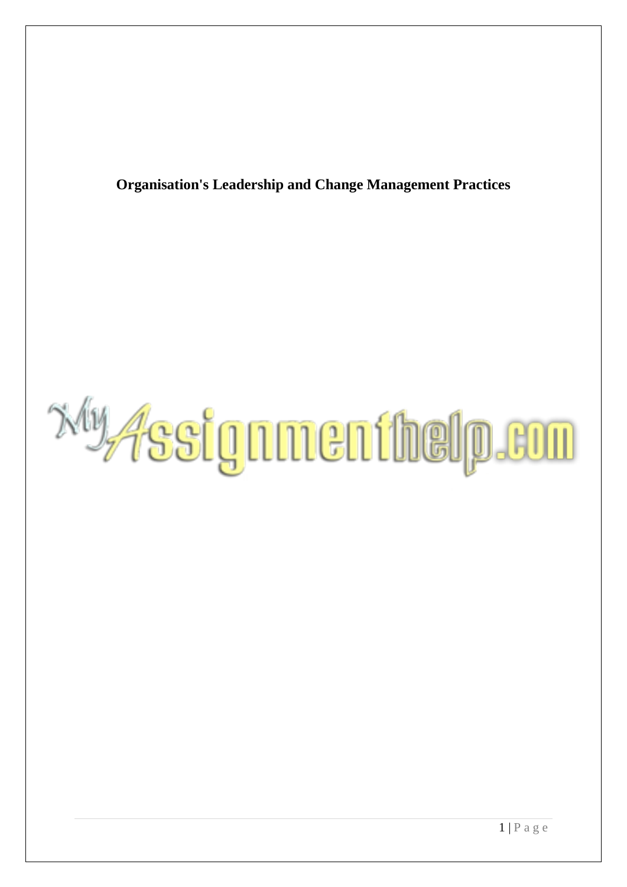**Organisation's Leadership and Change Management Practices**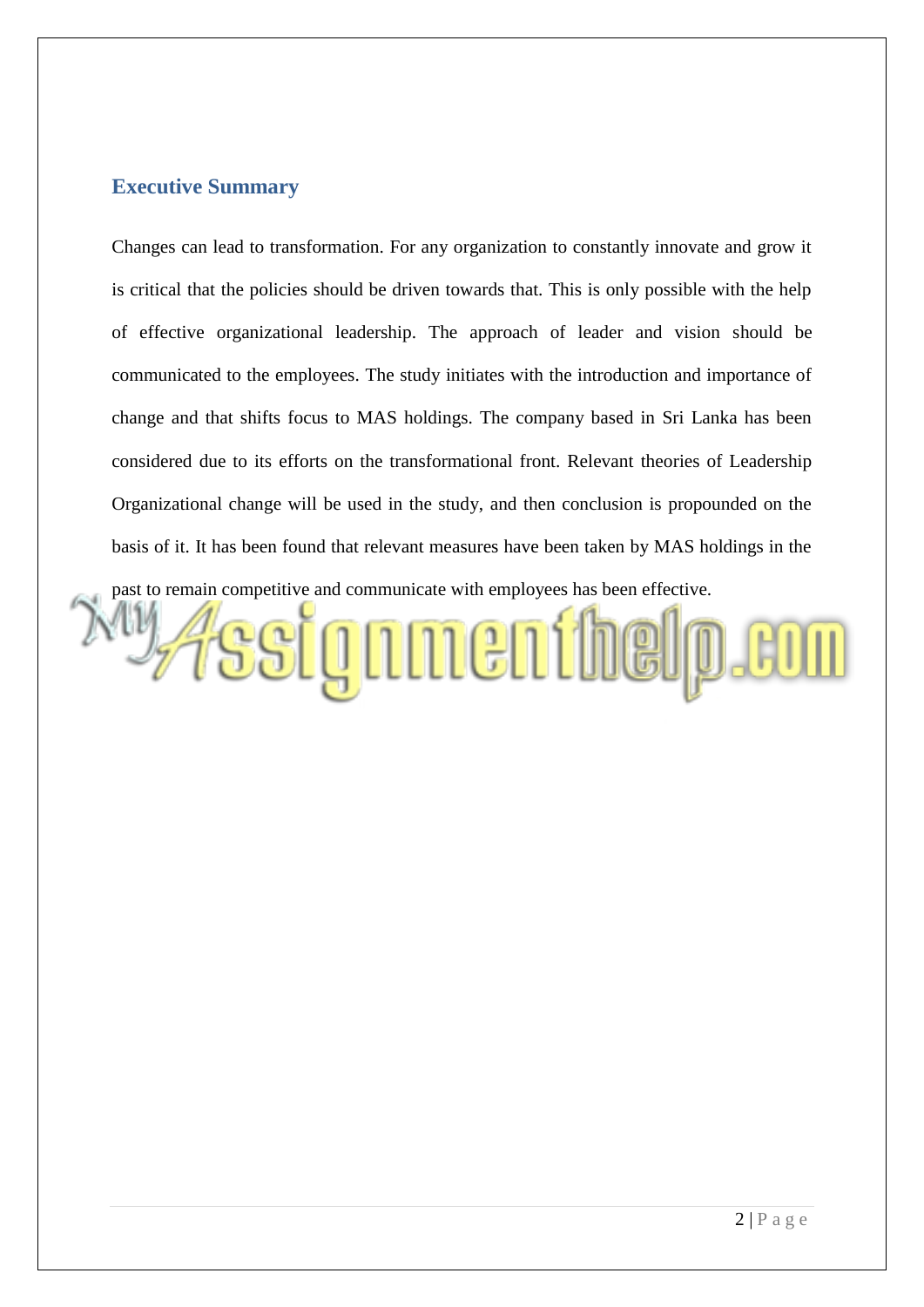## Executive Summary

Changes can lead to transformation. For any organization to constantly innovate and grow it is critical that the policies should be driven towards that. This is only possible with the help of effective organizational leadership. The approach of leader and vision should be communicated to the employees. The study initiates with the introduction and importance of change and that shifts focus to MAS holdings. The company based in Sri Lanka has been considered due to its efforts on the transformational front. Relevant theories of Leadership Organizational change will be used in the study, and then conclusion is propounded on the basis of it. It has been found that relevant measures have been taken by MAS holdings in the past to remain competitive and communicate with employees has been effective.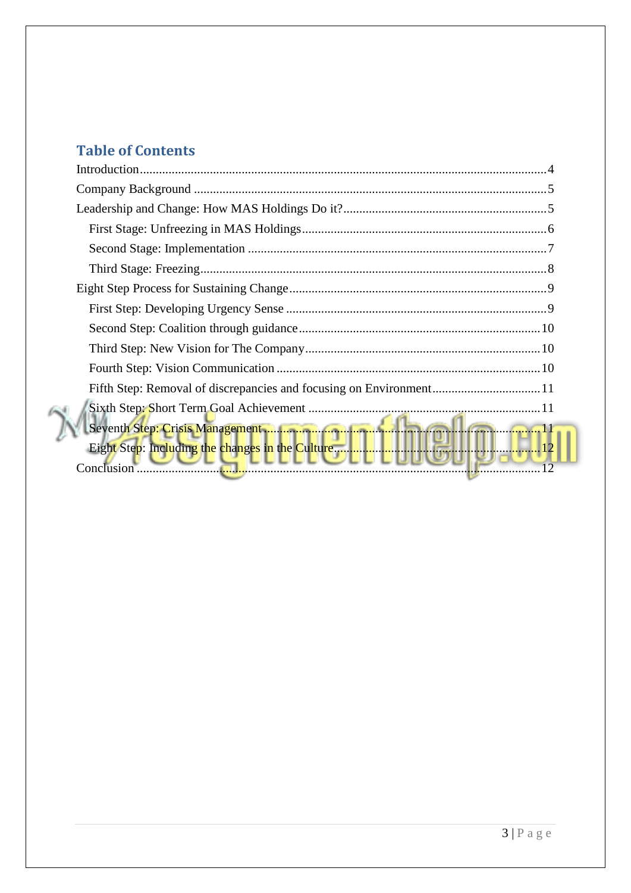## Table of Contents

Introduction ........................................................................ 4
Company Background ........................................................................ 5
Leadership and Change: How MAS Holdings Do it? ........................................................................ 5
  First Stage: Unfreezing in MAS Holdings ........................................................................ 6
  Second Stage: Implementation ........................................................................ 7
  Third Stage: Freezing ........................................................................ 8
Eight Step Process for Sustaining Change ........................................................................ 9
  First Step: Developing Urgency Sense ........................................................................ 9
  Second Step: Coalition through guidance ........................................................................ 10
  Third Step: New Vision for The Company ........................................................................ 10
  Fourth Step: Vision Communication ........................................................................ 10
  Fifth Step: Removal of discrepancies and focusing on Environment ........................................................................ 11
  Sixth Step: Short Term Goal Achievement ........................................................................ 11
  Seventh Step: Crisis Management ........................................................................ 11
  Eight Step: Including the changes in the Culture ........................................................................ 12
Conclusion ........................................................................ 12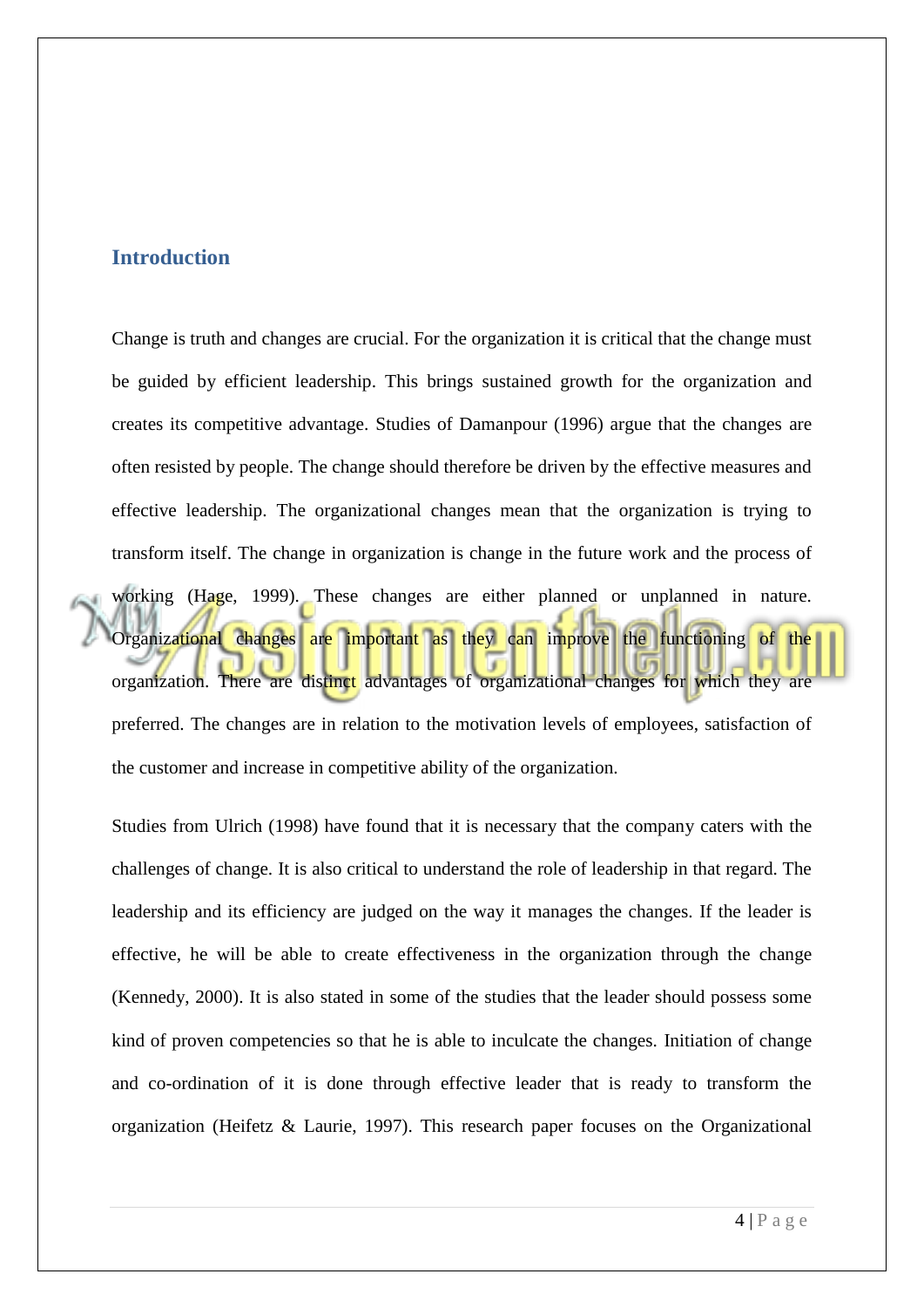## Introduction

Change is truth and changes are crucial. For the organization it is critical that the change must be guided by efficient leadership. This brings sustained growth for the organization and creates its competitive advantage. Studies of Damanpour (1996) argue that the changes are often resisted by people. The change should therefore be driven by the effective measures and effective leadership. The organizational changes mean that the organization is trying to transform itself. The change in organization is change in the future work and the process of working (Hage, 1999). These changes are either planned or unplanned in nature. Organizational changes are important as they can improve the functioning of the organization. There are distinct advantages of organizational changes for which they are preferred. The changes are in relation to the motivation levels of employees, satisfaction of the customer and increase in competitive ability of the organization.

Studies from Ulrich (1998) have found that it is necessary that the company caters with the challenges of change. It is also critical to understand the role of leadership in that regard. The leadership and its efficiency are judged on the way it manages the changes. If the leader is effective, he will be able to create effectiveness in the organization through the change (Kennedy, 2000). It is also stated in some of the studies that the leader should possess some kind of proven competencies so that he is able to inculcate the changes. Initiation of change and co-ordination of it is done through effective leader that is ready to transform the organization (Heifetz & Laurie, 1997). This research paper focuses on the Organizational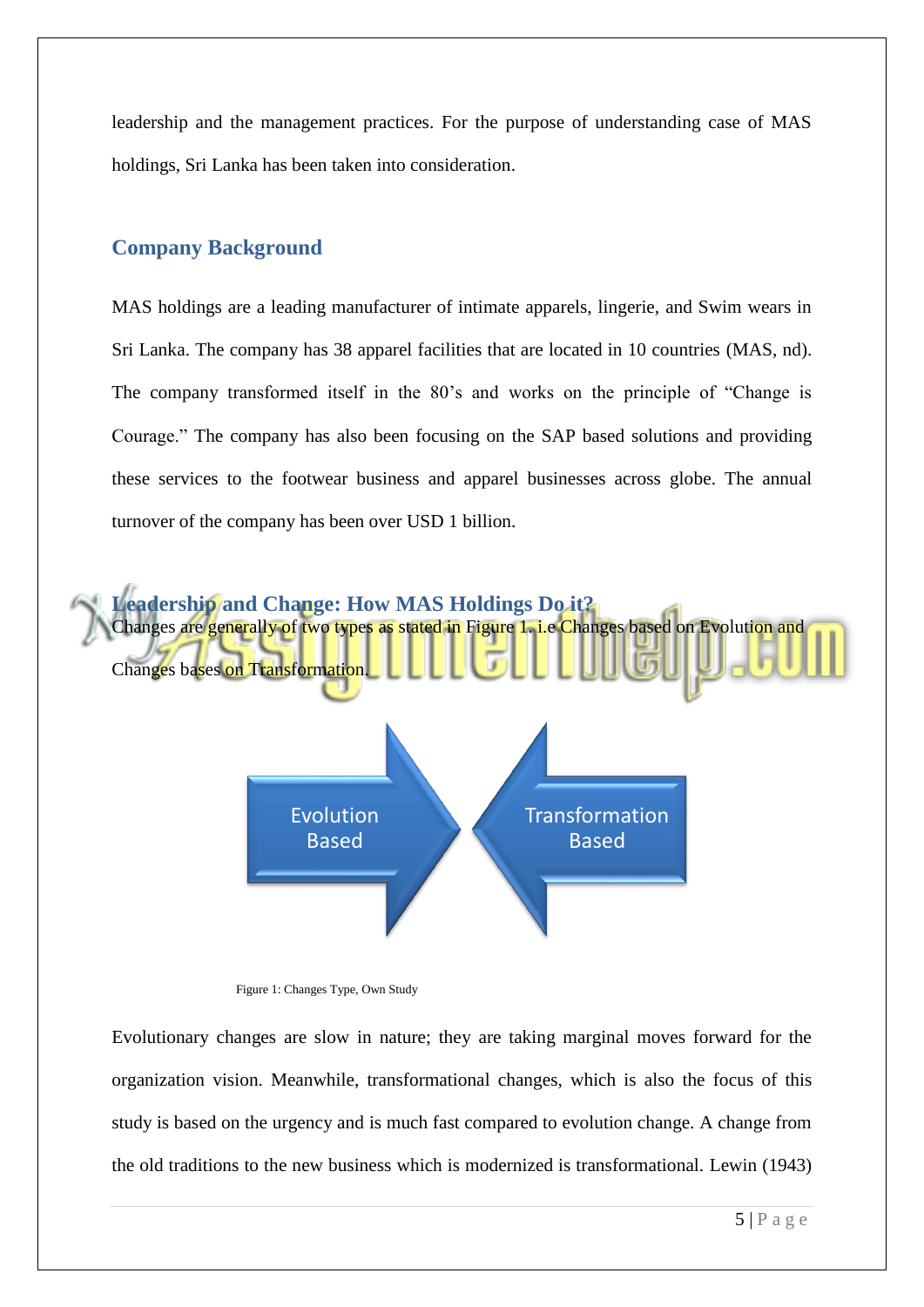leadership and the management practices. For the purpose of understanding case of MAS holdings, Sri Lanka has been taken into consideration.

## Company Background

MAS holdings are a leading manufacturer of intimate apparels, lingerie, and Swim wears in Sri Lanka. The company has 38 apparel facilities that are located in 10 countries (MAS, nd). The company transformed itself in the 80's and works on the principle of "Change is Courage." The company has also been focusing on the SAP based solutions and providing these services to the footwear business and apparel businesses across globe. The annual turnover of the company has been over USD 1 billion.

## Leadership and Change: How MAS Holdings Do it?

Changes are generally of two types as stated in Figure 1. i.e Changes based on Evolution and Changes bases on Transformation.

Evolution Based | Transformation Based

Figure 1: Changes Type, Own Study

Evolutionary changes are slow in nature; they are taking marginal moves forward for the organization vision. Meanwhile, transformational changes, which is also the focus of this study is based on the urgency and is much fast compared to evolution change. A change from the old traditions to the new business which is modernized is transformational. Lewin (1943)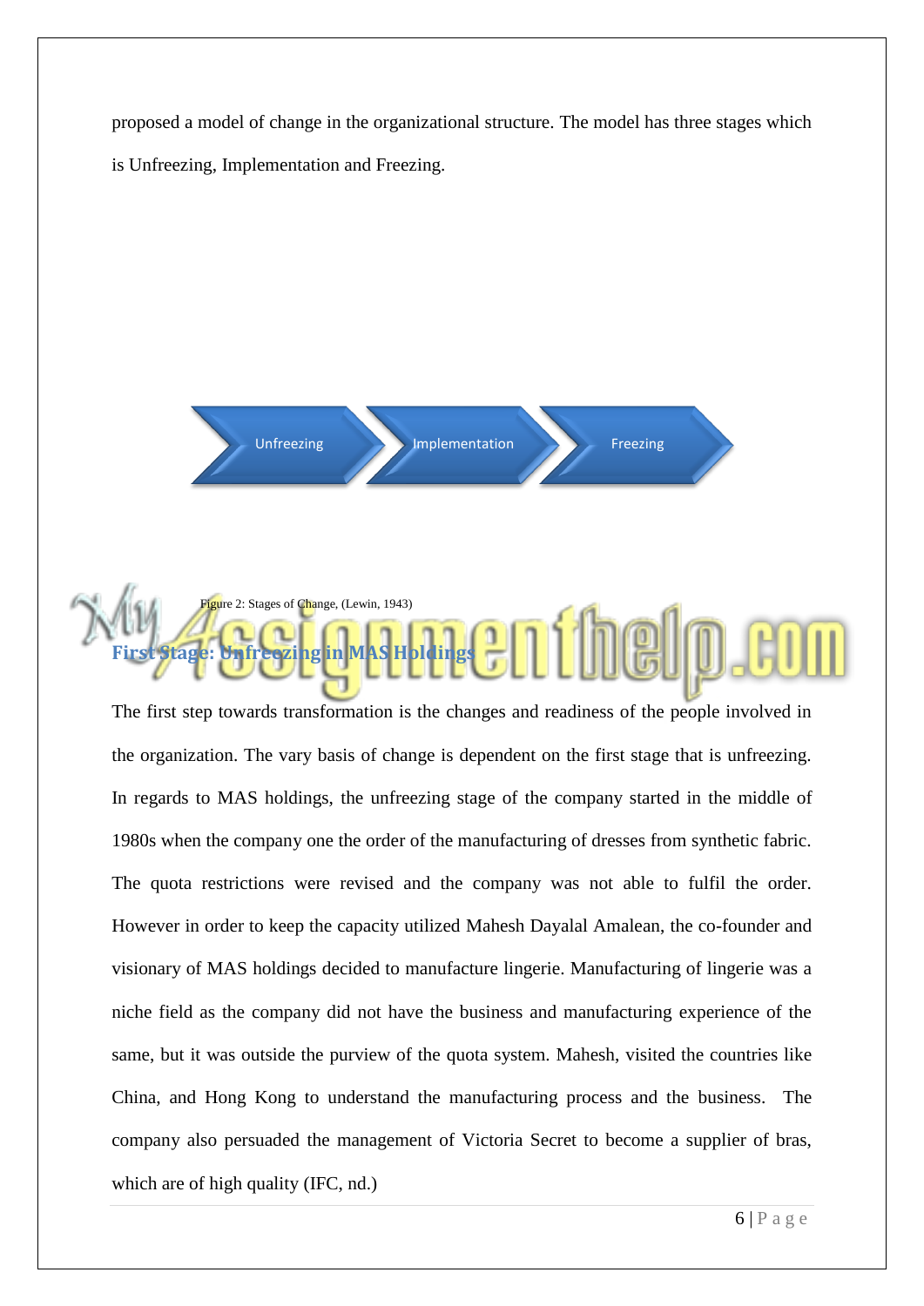proposed a model of change in the organizational structure. The model has three stages which is Unfreezing, Implementation and Freezing.

Unfreezing → Implementation → Freezing

Figure 2: Stages of Change, (Lewin, 1943)

## First Stage: Unfreezing in MAS Holdings

The first step towards transformation is the changes and readiness of the people involved in the organization. The vary basis of change is dependent on the first stage that is unfreezing. In regards to MAS holdings, the unfreezing stage of the company started in the middle of 1980s when the company one the order of the manufacturing of dresses from synthetic fabric. The quota restrictions were revised and the company was not able to fulfil the order. However in order to keep the capacity utilized Mahesh Dayalal Amalean, the co-founder and visionary of MAS holdings decided to manufacture lingerie. Manufacturing of lingerie was a niche field as the company did not have the business and manufacturing experience of the same, but it was outside the purview of the quota system. Mahesh, visited the countries like China, and Hong Kong to understand the manufacturing process and the business. The company also persuaded the management of Victoria Secret to become a supplier of bras, which are of high quality (IFC, nd.)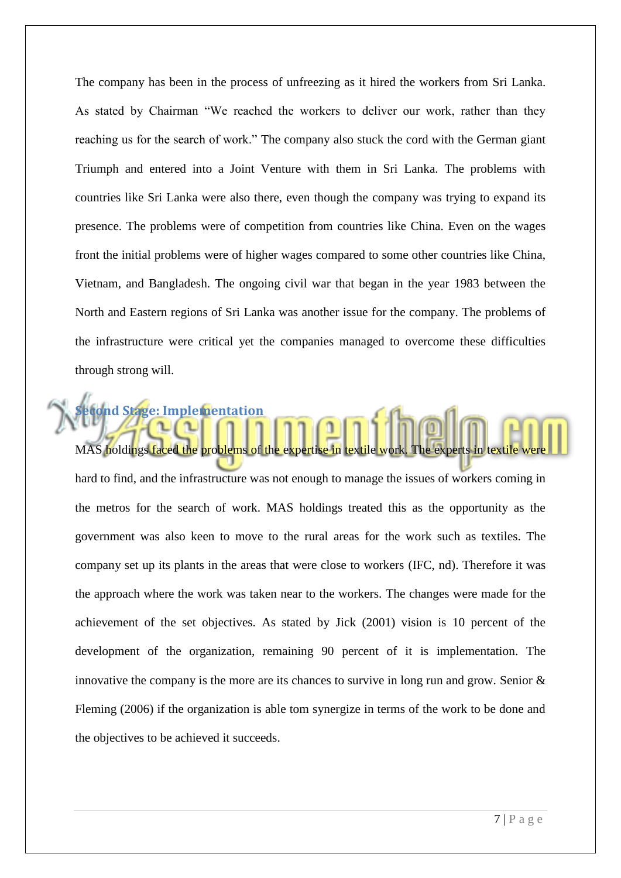The company has been in the process of unfreezing as it hired the workers from Sri Lanka. As stated by Chairman "We reached the workers to deliver our work, rather than they reaching us for the search of work." The company also stuck the cord with the German giant Triumph and entered into a Joint Venture with them in Sri Lanka. The problems with countries like Sri Lanka were also there, even though the company was trying to expand its presence. The problems were of competition from countries like China. Even on the wages front the initial problems were of higher wages compared to some other countries like China, Vietnam, and Bangladesh. The ongoing civil war that began in the year 1983 between the North and Eastern regions of Sri Lanka was another issue for the company. The problems of the infrastructure were critical yet the companies managed to overcome these difficulties through strong will.

## Second Stage: Implementation

MAS holdings faced the problems of the expertise in textile work. The experts in textile were hard to find, and the infrastructure was not enough to manage the issues of workers coming in the metros for the search of work. MAS holdings treated this as the opportunity as the government was also keen to move to the rural areas for the work such as textiles. The company set up its plants in the areas that were close to workers (IFC, nd). Therefore it was the approach where the work was taken near to the workers. The changes were made for the achievement of the set objectives. As stated by Jick (2001) vision is 10 percent of the development of the organization, remaining 90 percent of it is implementation. The innovative the company is the more are its chances to survive in long run and grow. Senior & Fleming (2006) if the organization is able tom synergize in terms of the work to be done and the objectives to be achieved it succeeds.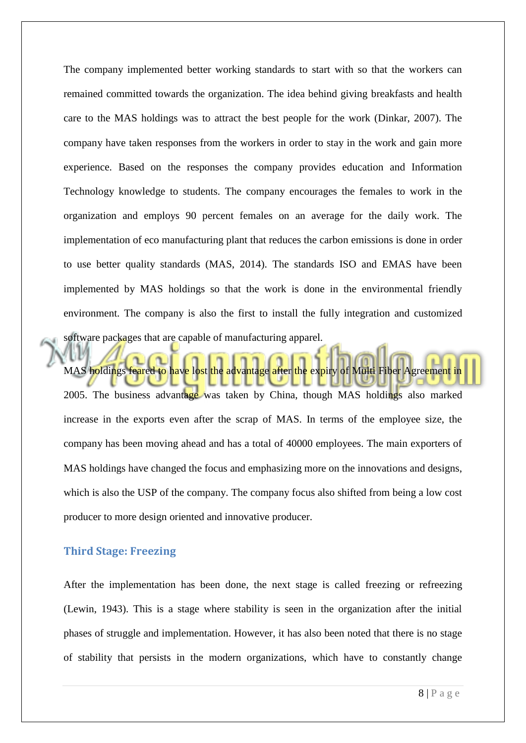The company implemented better working standards to start with so that the workers can remained committed towards the organization. The idea behind giving breakfasts and health care to the MAS holdings was to attract the best people for the work (Dinkar, 2007). The company have taken responses from the workers in order to stay in the work and gain more experience. Based on the responses the company provides education and Information Technology knowledge to students. The company encourages the females to work in the organization and employs 90 percent females on an average for the daily work. The implementation of eco manufacturing plant that reduces the carbon emissions is done in order to use better quality standards (MAS, 2014). The standards ISO and EMAS have been implemented by MAS holdings so that the work is done in the environmental friendly environment. The company is also the first to install the fully integration and customized software packages that are capable of manufacturing apparel.

MAS holdings feared to have lost the advantage after the expiry of Multi Fiber Agreement in 2005. The business advantage was taken by China, though MAS holdings also marked increase in the exports even after the scrap of MAS. In terms of the employee size, the company has been moving ahead and has a total of 40000 employees. The main exporters of MAS holdings have changed the focus and emphasizing more on the innovations and designs, which is also the USP of the company. The company focus also shifted from being a low cost producer to more design oriented and innovative producer.

### Third Stage: Freezing

After the implementation has been done, the next stage is called freezing or refreezing (Lewin, 1943). This is a stage where stability is seen in the organization after the initial phases of struggle and implementation. However, it has also been noted that there is no stage of stability that persists in the modern organizations, which have to constantly change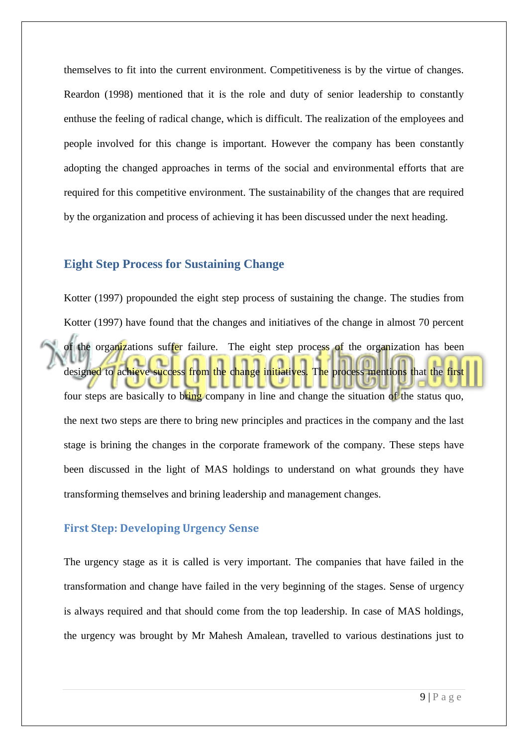themselves to fit into the current environment. Competitiveness is by the virtue of changes. Reardon (1998) mentioned that it is the role and duty of senior leadership to constantly enthuse the feeling of radical change, which is difficult. The realization of the employees and people involved for this change is important. However the company has been constantly adopting the changed approaches in terms of the social and environmental efforts that are required for this competitive environment. The sustainability of the changes that are required by the organization and process of achieving it has been discussed under the next heading.

## Eight Step Process for Sustaining Change

Kotter (1997) propounded the eight step process of sustaining the change. The studies from Kotter (1997) have found that the changes and initiatives of the change in almost 70 percent of the organizations suffer failure. The eight step process of the organization has been designed to achieve success from the change initiatives. The process mentions that the first four steps are basically to bring company in line and change the situation of the status quo, the next two steps are there to bring new principles and practices in the company and the last stage is brining the changes in the corporate framework of the company. These steps have been discussed in the light of MAS holdings to understand on what grounds they have transforming themselves and brining leadership and management changes.

### First Step: Developing Urgency Sense

The urgency stage as it is called is very important. The companies that have failed in the transformation and change have failed in the very beginning of the stages. Sense of urgency is always required and that should come from the top leadership. In case of MAS holdings, the urgency was brought by Mr Mahesh Amalean, travelled to various destinations just to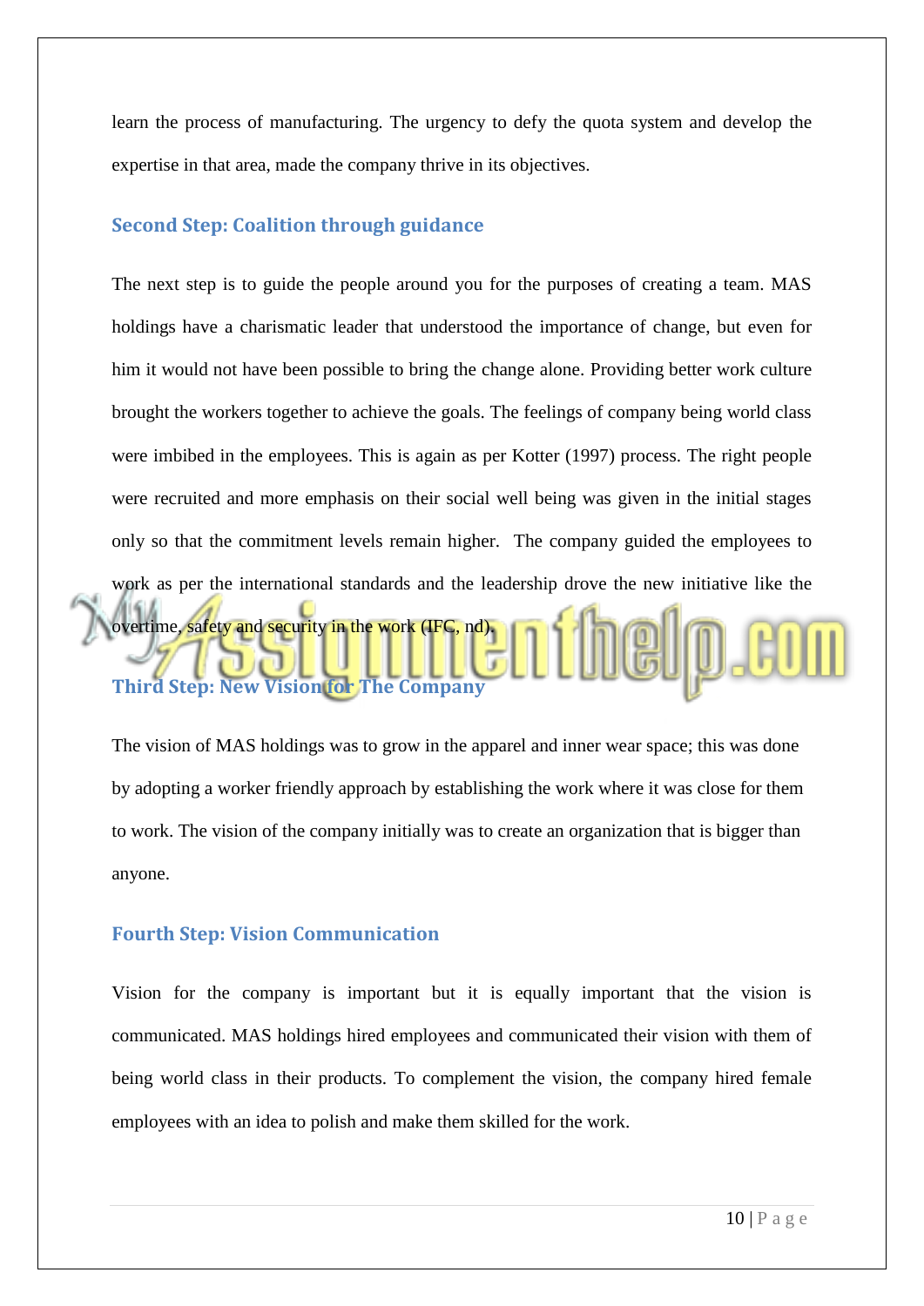learn the process of manufacturing. The urgency to defy the quota system and develop the expertise in that area, made the company thrive in its objectives.

### Second Step: Coalition through guidance

The next step is to guide the people around you for the purposes of creating a team. MAS holdings have a charismatic leader that understood the importance of change, but even for him it would not have been possible to bring the change alone. Providing better work culture brought the workers together to achieve the goals. The feelings of company being world class were imbibed in the employees. This is again as per Kotter (1997) process. The right people were recruited and more emphasis on their social well being was given in the initial stages only so that the commitment levels remain higher. The company guided the employees to work as per the international standards and the leadership drove the new initiative like the overtime, safety and security in the work (IFC, nd).

### Third Step: New Vision for The Company

The vision of MAS holdings was to grow in the apparel and inner wear space; this was done by adopting a worker friendly approach by establishing the work where it was close for them to work. The vision of the company initially was to create an organization that is bigger than anyone.

### Fourth Step: Vision Communication

Vision for the company is important but it is equally important that the vision is communicated. MAS holdings hired employees and communicated their vision with them of being world class in their products. To complement the vision, the company hired female employees with an idea to polish and make them skilled for the work.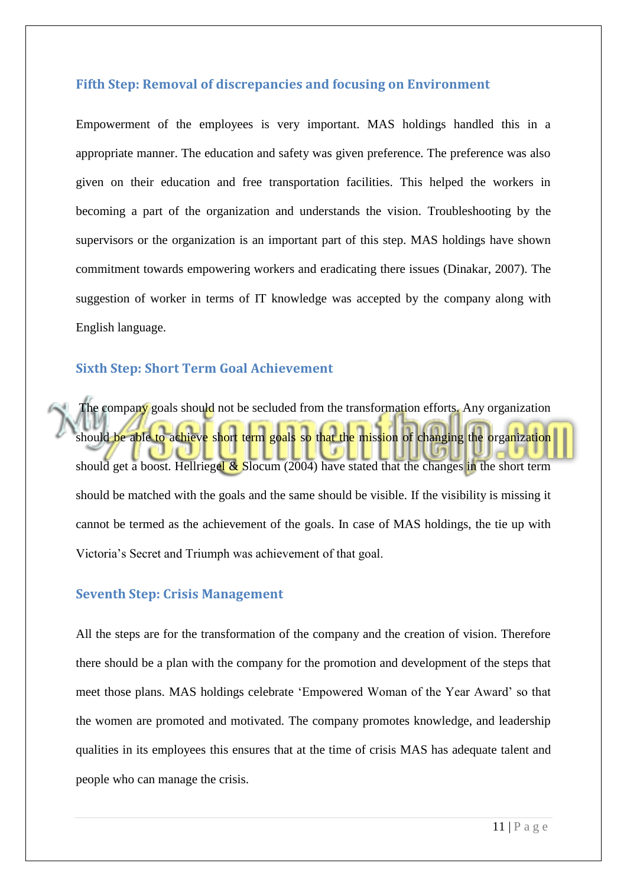### Fifth Step: Removal of discrepancies and focusing on Environment

Empowerment of the employees is very important. MAS holdings handled this in a appropriate manner. The education and safety was given preference. The preference was also given on their education and free transportation facilities. This helped the workers in becoming a part of the organization and understands the vision. Troubleshooting by the supervisors or the organization is an important part of this step. MAS holdings have shown commitment towards empowering workers and eradicating there issues (Dinakar, 2007). The suggestion of worker in terms of IT knowledge was accepted by the company along with English language.

### Sixth Step: Short Term Goal Achievement

The company goals should not be secluded from the transformation efforts. Any organization should be able to achieve short term goals so that the mission of changing the organization should get a boost. Hellriegel & Slocum (2004) have stated that the changes in the short term should be matched with the goals and the same should be visible. If the visibility is missing it cannot be termed as the achievement of the goals. In case of MAS holdings, the tie up with Victoria's Secret and Triumph was achievement of that goal.

### Seventh Step: Crisis Management

All the steps are for the transformation of the company and the creation of vision. Therefore there should be a plan with the company for the promotion and development of the steps that meet those plans. MAS holdings celebrate 'Empowered Woman of the Year Award' so that the women are promoted and motivated. The company promotes knowledge, and leadership qualities in its employees this ensures that at the time of crisis MAS has adequate talent and people who can manage the crisis.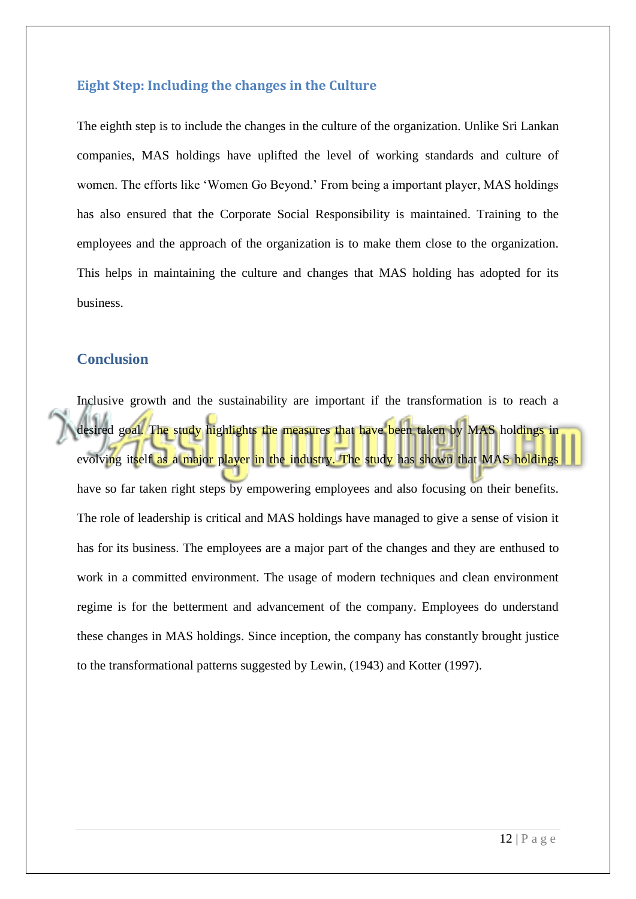## Eight Step: Including the changes in the Culture

The eighth step is to include the changes in the culture of the organization. Unlike Sri Lankan companies, MAS holdings have uplifted the level of working standards and culture of women. The efforts like 'Women Go Beyond.' From being a important player, MAS holdings has also ensured that the Corporate Social Responsibility is maintained. Training to the employees and the approach of the organization is to make them close to the organization. This helps in maintaining the culture and changes that MAS holding has adopted for its business.

## Conclusion

Inclusive growth and the sustainability are important if the transformation is to reach a desired goal. The study highlights the measures that have been taken by MAS holdings in evolving itself as a major player in the industry. The study has shown that MAS holdings have so far taken right steps by empowering employees and also focusing on their benefits. The role of leadership is critical and MAS holdings have managed to give a sense of vision it has for its business. The employees are a major part of the changes and they are enthused to work in a committed environment. The usage of modern techniques and clean environment regime is for the betterment and advancement of the company. Employees do understand these changes in MAS holdings. Since inception, the company has constantly brought justice to the transformational patterns suggested by Lewin, (1943) and Kotter (1997).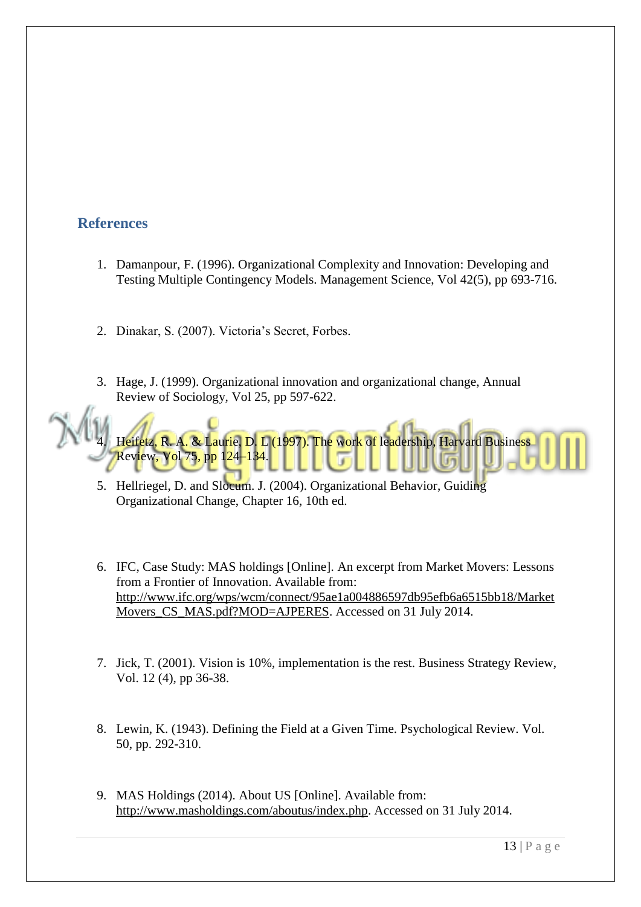## References

1. Damanpour, F. (1996). Organizational Complexity and Innovation: Developing and Testing Multiple Contingency Models. Management Science, Vol 42(5), pp 693-716.

2. Dinakar, S. (2007). Victoria's Secret, Forbes.

3. Hage, J. (1999). Organizational innovation and organizational change, Annual Review of Sociology, Vol 25, pp 597-622.

4. Heifetz, R. A. & Laurie, D. L (1997). The work of leadership, Harvard Business Review, Vol 75, pp 124–134.

5. Hellriegel, D. and Slocum. J. (2004). Organizational Behavior, Guiding Organizational Change, Chapter 16, 10th ed.

6. IFC, Case Study: MAS holdings [Online]. An excerpt from Market Movers: Lessons from a Frontier of Innovation. Available from: http://www.ifc.org/wps/wcm/connect/95ae1a004886597db95efb6a6515bb18/MarketMovers_CS_MAS.pdf?MOD=AJPERES. Accessed on 31 July 2014.

7. Jick, T. (2001). Vision is 10%, implementation is the rest. Business Strategy Review, Vol. 12 (4), pp 36-38.

8. Lewin, K. (1943). Defining the Field at a Given Time. Psychological Review. Vol. 50, pp. 292-310.

9. MAS Holdings (2014). About US [Online]. Available from: http://www.masholdings.com/aboutus/index.php. Accessed on 31 July 2014.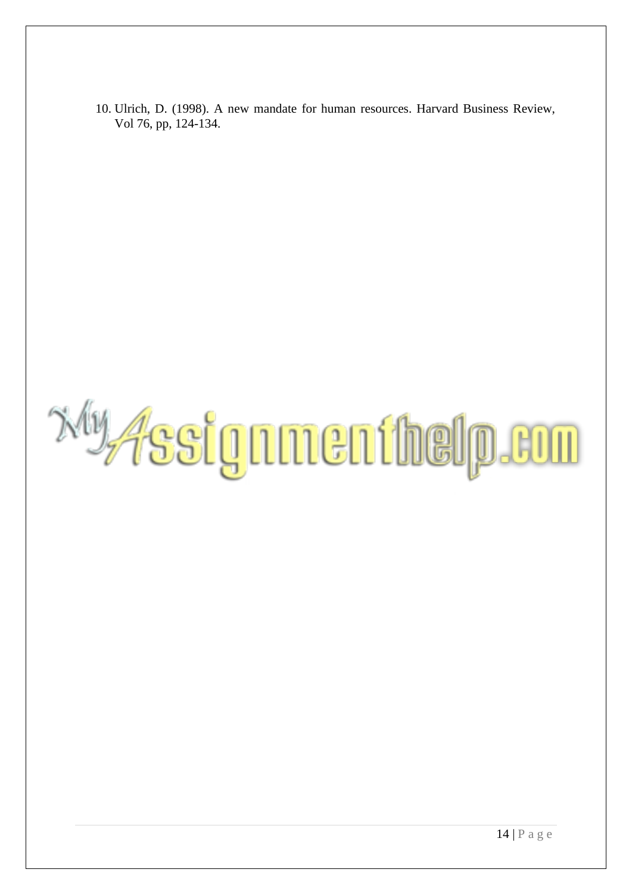10. Ulrich, D. (1998). A new mandate for human resources. Harvard Business Review, Vol 76, pp, 124-134.